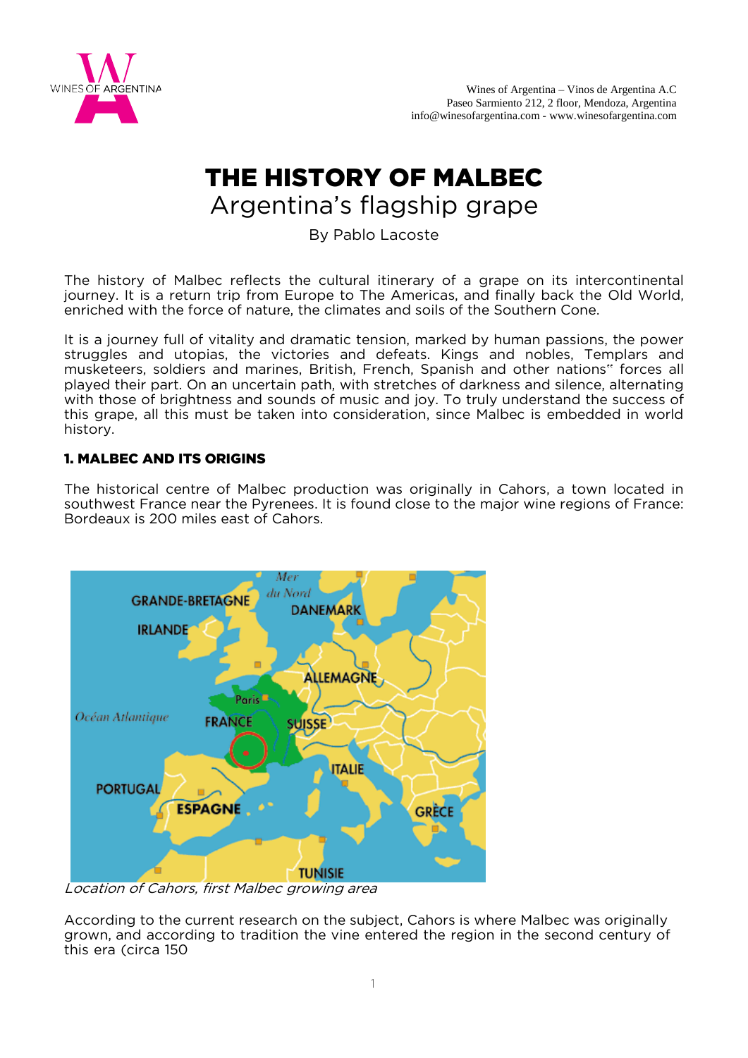Wines of Argentina – Vinos de Argentina A.C
Paseo Sarmiento 212, 2 floor, Mendoza, Argentina
info@winesofargentina.com - www.winesofargentina.com

# THE HISTORY OF MALBEC

## Argentina's flagship grape

By Pablo Lacoste

The history of Malbec reflects the cultural itinerary of a grape on its intercontinental journey. It is a return trip from Europe to The Americas, and finally back the Old World, enriched with the force of nature, the climates and soils of the Southern Cone.

It is a journey full of vitality and dramatic tension, marked by human passions, the power struggles and utopias, the victories and defeats. Kings and nobles, Templars and musketeers, soldiers and marines, British, French, Spanish and other nations" forces all played their part. On an uncertain path, with stretches of darkness and silence, alternating with those of brightness and sounds of music and joy. To truly understand the success of this grape, all this must be taken into consideration, since Malbec is embedded in world history.

### 1. MALBEC AND ITS ORIGINS

The historical centre of Malbec production was originally in Cahors, a town located in southwest France near the Pyrenees. It is found close to the major wine regions of France: Bordeaux is 200 miles east of Cahors.

*Location of Cahors, first Malbec growing area*

According to the current research on the subject, Cahors is where Malbec was originally grown, and according to tradition the vine entered the region in the second century of this era (circa 150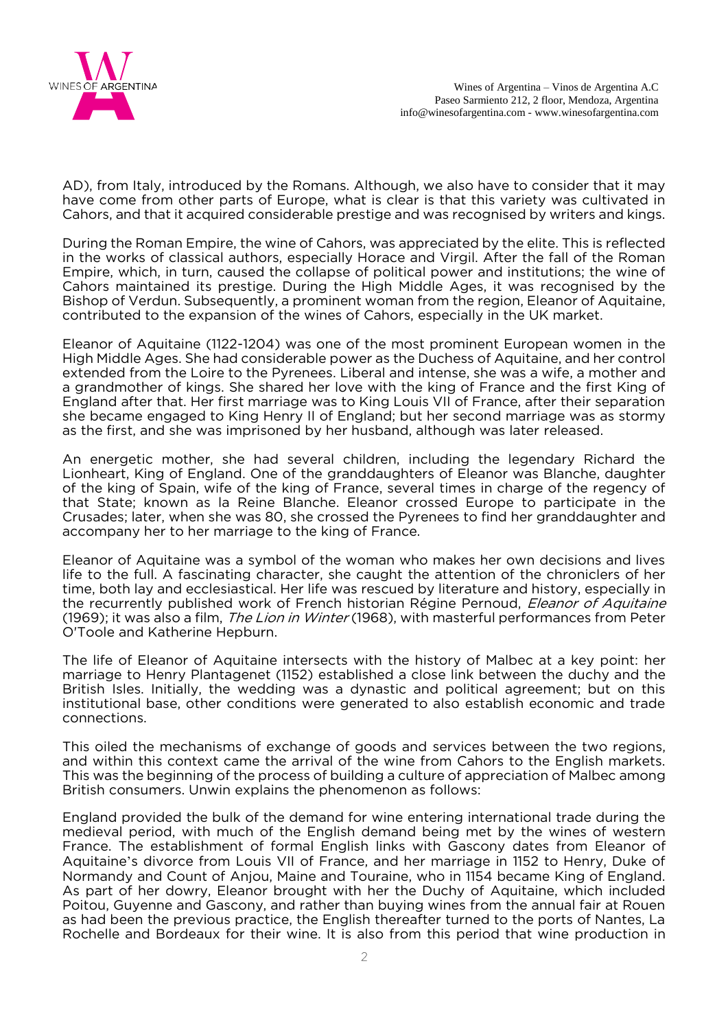AD), from Italy, introduced by the Romans. Although, we also have to consider that it may have come from other parts of Europe, what is clear is that this variety was cultivated in Cahors, and that it acquired considerable prestige and was recognised by writers and kings.

During the Roman Empire, the wine of Cahors, was appreciated by the elite. This is reflected in the works of classical authors, especially Horace and Virgil. After the fall of the Roman Empire, which, in turn, caused the collapse of political power and institutions; the wine of Cahors maintained its prestige. During the High Middle Ages, it was recognised by the Bishop of Verdun. Subsequently, a prominent woman from the region, Eleanor of Aquitaine, contributed to the expansion of the wines of Cahors, especially in the UK market.

Eleanor of Aquitaine (1122-1204) was one of the most prominent European women in the High Middle Ages. She had considerable power as the Duchess of Aquitaine, and her control extended from the Loire to the Pyrenees. Liberal and intense, she was a wife, a mother and a grandmother of kings. She shared her love with the king of France and the first King of England after that. Her first marriage was to King Louis VII of France, after their separation she became engaged to King Henry II of England; but her second marriage was as stormy as the first, and she was imprisoned by her husband, although was later released.

An energetic mother, she had several children, including the legendary Richard the Lionheart, King of England. One of the granddaughters of Eleanor was Blanche, daughter of the king of Spain, wife of the king of France, several times in charge of the regency of that State; known as la Reine Blanche. Eleanor crossed Europe to participate in the Crusades; later, when she was 80, she crossed the Pyrenees to find her granddaughter and accompany her to her marriage to the king of France.

Eleanor of Aquitaine was a symbol of the woman who makes her own decisions and lives life to the full. A fascinating character, she caught the attention of the chroniclers of her time, both lay and ecclesiastical. Her life was rescued by literature and history, especially in the recurrently published work of French historian Régine Pernoud, *Eleanor of Aquitaine* (1969); it was also a film, *The Lion in Winter* (1968), with masterful performances from Peter O'Toole and Katherine Hepburn.

The life of Eleanor of Aquitaine intersects with the history of Malbec at a key point: her marriage to Henry Plantagenet (1152) established a close link between the duchy and the British Isles. Initially, the wedding was a dynastic and political agreement; but on this institutional base, other conditions were generated to also establish economic and trade connections.

This oiled the mechanisms of exchange of goods and services between the two regions, and within this context came the arrival of the wine from Cahors to the English markets. This was the beginning of the process of building a culture of appreciation of Malbec among British consumers. Unwin explains the phenomenon as follows:

England provided the bulk of the demand for wine entering international trade during the medieval period, with much of the English demand being met by the wines of western France. The establishment of formal English links with Gascony dates from Eleanor of Aquitaine's divorce from Louis VII of France, and her marriage in 1152 to Henry, Duke of Normandy and Count of Anjou, Maine and Touraine, who in 1154 became King of England. As part of her dowry, Eleanor brought with her the Duchy of Aquitaine, which included Poitou, Guyenne and Gascony, and rather than buying wines from the annual fair at Rouen as had been the previous practice, the English thereafter turned to the ports of Nantes, La Rochelle and Bordeaux for their wine. It is also from this period that wine production in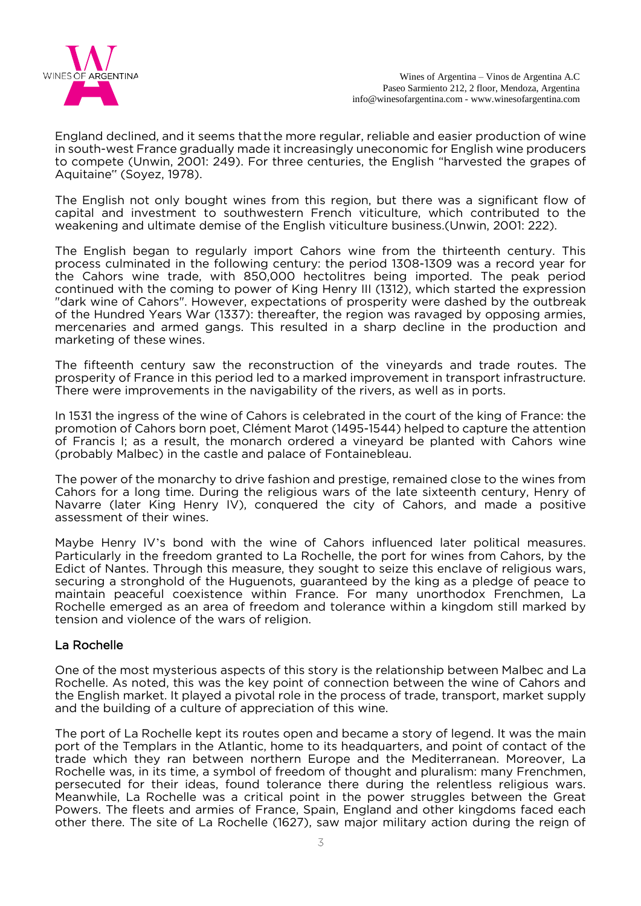England declined, and it seems that the more regular, reliable and easier production of wine in south-west France gradually made it increasingly uneconomic for English wine producers to compete (Unwin, 2001: 249). For three centuries, the English "harvested the grapes of Aquitaine" (Soyez, 1978).

The English not only bought wines from this region, but there was a significant flow of capital and investment to southwestern French viticulture, which contributed to the weakening and ultimate demise of the English viticulture business.(Unwin, 2001: 222).

The English began to regularly import Cahors wine from the thirteenth century. This process culminated in the following century: the period 1308-1309 was a record year for the Cahors wine trade, with 850,000 hectolitres being imported. The peak period continued with the coming to power of King Henry III (1312), which started the expression "dark wine of Cahors". However, expectations of prosperity were dashed by the outbreak of the Hundred Years War (1337): thereafter, the region was ravaged by opposing armies, mercenaries and armed gangs. This resulted in a sharp decline in the production and marketing of these wines.

The fifteenth century saw the reconstruction of the vineyards and trade routes. The prosperity of France in this period led to a marked improvement in transport infrastructure. There were improvements in the navigability of the rivers, as well as in ports.

In 1531 the ingress of the wine of Cahors is celebrated in the court of the king of France: the promotion of Cahors born poet, Clément Marot (1495-1544) helped to capture the attention of Francis I; as a result, the monarch ordered a vineyard be planted with Cahors wine (probably Malbec) in the castle and palace of Fontainebleau.

The power of the monarchy to drive fashion and prestige, remained close to the wines from Cahors for a long time. During the religious wars of the late sixteenth century, Henry of Navarre (later King Henry IV), conquered the city of Cahors, and made a positive assessment of their wines.

Maybe Henry IV's bond with the wine of Cahors influenced later political measures. Particularly in the freedom granted to La Rochelle, the port for wines from Cahors, by the Edict of Nantes. Through this measure, they sought to seize this enclave of religious wars, securing a stronghold of the Huguenots, guaranteed by the king as a pledge of peace to maintain peaceful coexistence within France. For many unorthodox Frenchmen, La Rochelle emerged as an area of freedom and tolerance within a kingdom still marked by tension and violence of the wars of religion.

## La Rochelle

One of the most mysterious aspects of this story is the relationship between Malbec and La Rochelle. As noted, this was the key point of connection between the wine of Cahors and the English market. It played a pivotal role in the process of trade, transport, market supply and the building of a culture of appreciation of this wine.

The port of La Rochelle kept its routes open and became a story of legend. It was the main port of the Templars in the Atlantic, home to its headquarters, and point of contact of the trade which they ran between northern Europe and the Mediterranean. Moreover, La Rochelle was, in its time, a symbol of freedom of thought and pluralism: many Frenchmen, persecuted for their ideas, found tolerance there during the relentless religious wars. Meanwhile, La Rochelle was a critical point in the power struggles between the Great Powers. The fleets and armies of France, Spain, England and other kingdoms faced each other there. The site of La Rochelle (1627), saw major military action during the reign of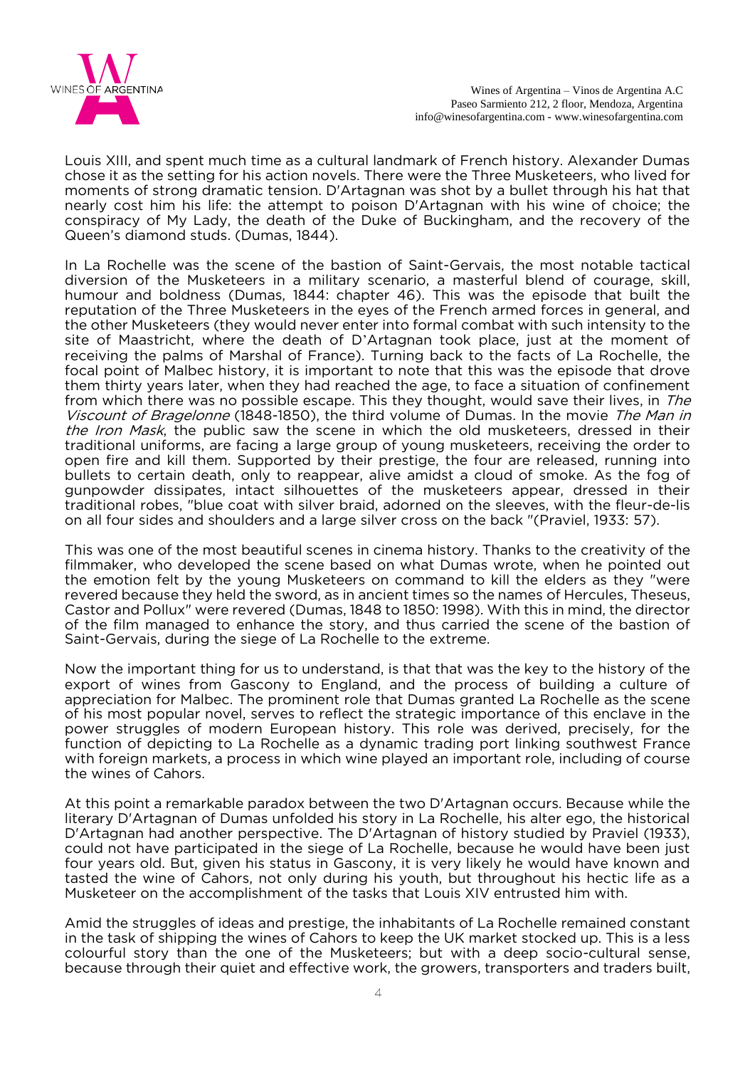Louis XIII, and spent much time as a cultural landmark of French history. Alexander Dumas chose it as the setting for his action novels. There were the Three Musketeers, who lived for moments of strong dramatic tension. D'Artagnan was shot by a bullet through his hat that nearly cost him his life: the attempt to poison D'Artagnan with his wine of choice; the conspiracy of My Lady, the death of the Duke of Buckingham, and the recovery of the Queen's diamond studs. (Dumas, 1844).

In La Rochelle was the scene of the bastion of Saint-Gervais, the most notable tactical diversion of the Musketeers in a military scenario, a masterful blend of courage, skill, humour and boldness (Dumas, 1844: chapter 46). This was the episode that built the reputation of the Three Musketeers in the eyes of the French armed forces in general, and the other Musketeers (they would never enter into formal combat with such intensity to the site of Maastricht, where the death of D'Artagnan took place, just at the moment of receiving the palms of Marshal of France). Turning back to the facts of La Rochelle, the focal point of Malbec history, it is important to note that this was the episode that drove them thirty years later, when they had reached the age, to face a situation of confinement from which there was no possible escape. This they thought, would save their lives, in *The Viscount of Bragelonne* (1848-1850), the third volume of Dumas. In the movie *The Man in the Iron Mask*, the public saw the scene in which the old musketeers, dressed in their traditional uniforms, are facing a large group of young musketeers, receiving the order to open fire and kill them. Supported by their prestige, the four are released, running into bullets to certain death, only to reappear, alive amidst a cloud of smoke. As the fog of gunpowder dissipates, intact silhouettes of the musketeers appear, dressed in their traditional robes, "blue coat with silver braid, adorned on the sleeves, with the fleur-de-lis on all four sides and shoulders and a large silver cross on the back "(Praviel, 1933: 57).

This was one of the most beautiful scenes in cinema history. Thanks to the creativity of the filmmaker, who developed the scene based on what Dumas wrote, when he pointed out the emotion felt by the young Musketeers on command to kill the elders as they "were revered because they held the sword, as in ancient times so the names of Hercules, Theseus, Castor and Pollux" were revered (Dumas, 1848 to 1850: 1998). With this in mind, the director of the film managed to enhance the story, and thus carried the scene of the bastion of Saint-Gervais, during the siege of La Rochelle to the extreme.

Now the important thing for us to understand, is that that was the key to the history of the export of wines from Gascony to England, and the process of building a culture of appreciation for Malbec. The prominent role that Dumas granted La Rochelle as the scene of his most popular novel, serves to reflect the strategic importance of this enclave in the power struggles of modern European history. This role was derived, precisely, for the function of depicting to La Rochelle as a dynamic trading port linking southwest France with foreign markets, a process in which wine played an important role, including of course the wines of Cahors.

At this point a remarkable paradox between the two D'Artagnan occurs. Because while the literary D'Artagnan of Dumas unfolded his story in La Rochelle, his alter ego, the historical D'Artagnan had another perspective. The D'Artagnan of history studied by Praviel (1933), could not have participated in the siege of La Rochelle, because he would have been just four years old. But, given his status in Gascony, it is very likely he would have known and tasted the wine of Cahors, not only during his youth, but throughout his hectic life as a Musketeer on the accomplishment of the tasks that Louis XIV entrusted him with.

Amid the struggles of ideas and prestige, the inhabitants of La Rochelle remained constant in the task of shipping the wines of Cahors to keep the UK market stocked up. This is a less colourful story than the one of the Musketeers; but with a deep socio-cultural sense, because through their quiet and effective work, the growers, transporters and traders built,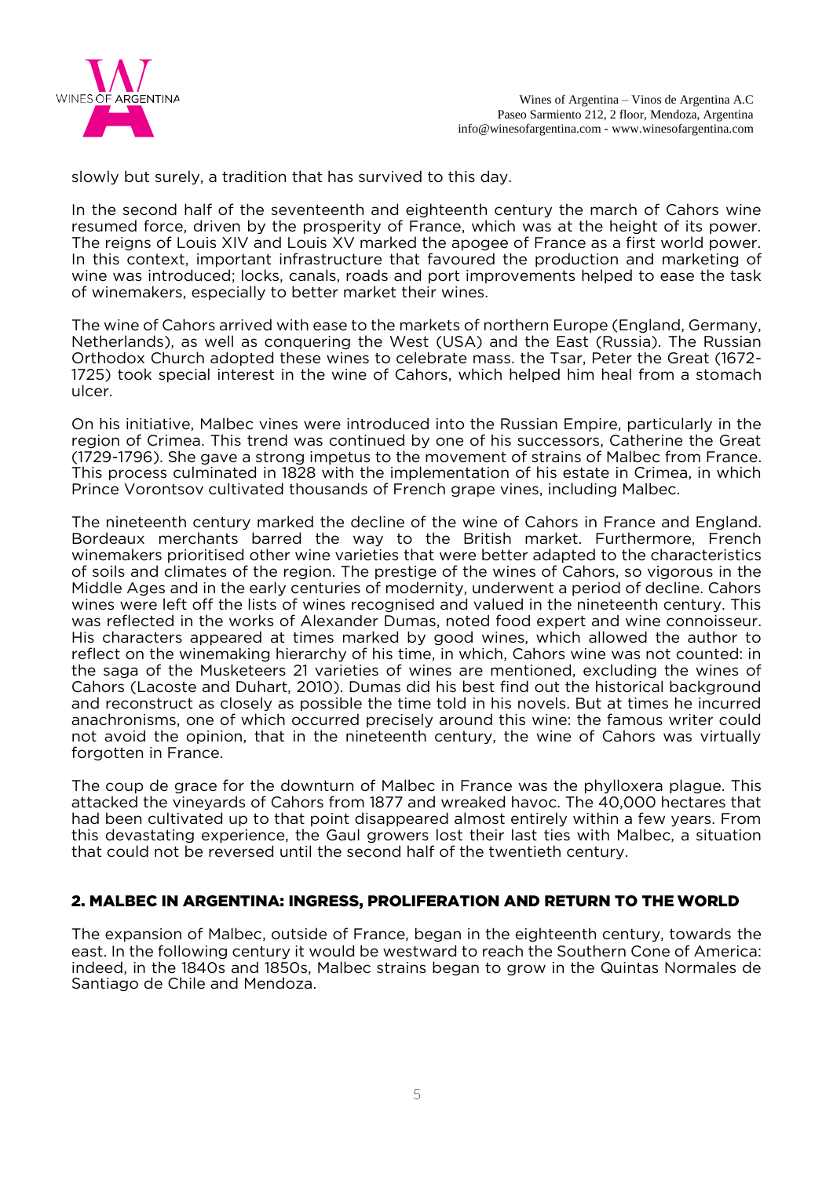slowly but surely, a tradition that has survived to this day.

In the second half of the seventeenth and eighteenth century the march of Cahors wine resumed force, driven by the prosperity of France, which was at the height of its power. The reigns of Louis XIV and Louis XV marked the apogee of France as a first world power. In this context, important infrastructure that favoured the production and marketing of wine was introduced; locks, canals, roads and port improvements helped to ease the task of winemakers, especially to better market their wines.

The wine of Cahors arrived with ease to the markets of northern Europe (England, Germany, Netherlands), as well as conquering the West (USA) and the East (Russia). The Russian Orthodox Church adopted these wines to celebrate mass. the Tsar, Peter the Great (1672-1725) took special interest in the wine of Cahors, which helped him heal from a stomach ulcer.

On his initiative, Malbec vines were introduced into the Russian Empire, particularly in the region of Crimea. This trend was continued by one of his successors, Catherine the Great (1729-1796). She gave a strong impetus to the movement of strains of Malbec from France. This process culminated in 1828 with the implementation of his estate in Crimea, in which Prince Vorontsov cultivated thousands of French grape vines, including Malbec.

The nineteenth century marked the decline of the wine of Cahors in France and England. Bordeaux merchants barred the way to the British market. Furthermore, French winemakers prioritised other wine varieties that were better adapted to the characteristics of soils and climates of the region. The prestige of the wines of Cahors, so vigorous in the Middle Ages and in the early centuries of modernity, underwent a period of decline. Cahors wines were left off the lists of wines recognised and valued in the nineteenth century. This was reflected in the works of Alexander Dumas, noted food expert and wine connoisseur. His characters appeared at times marked by good wines, which allowed the author to reflect on the winemaking hierarchy of his time, in which, Cahors wine was not counted: in the saga of the Musketeers 21 varieties of wines are mentioned, excluding the wines of Cahors (Lacoste and Duhart, 2010). Dumas did his best find out the historical background and reconstruct as closely as possible the time told in his novels. But at times he incurred anachronisms, one of which occurred precisely around this wine: the famous writer could not avoid the opinion, that in the nineteenth century, the wine of Cahors was virtually forgotten in France.

The coup de grace for the downturn of Malbec in France was the phylloxera plague. This attacked the vineyards of Cahors from 1877 and wreaked havoc. The 40,000 hectares that had been cultivated up to that point disappeared almost entirely within a few years. From this devastating experience, the Gaul growers lost their last ties with Malbec, a situation that could not be reversed until the second half of the twentieth century.

## 2. MALBEC IN ARGENTINA: INGRESS, PROLIFERATION AND RETURN TO THE WORLD

The expansion of Malbec, outside of France, began in the eighteenth century, towards the east. In the following century it would be westward to reach the Southern Cone of America: indeed, in the 1840s and 1850s, Malbec strains began to grow in the Quintas Normales de Santiago de Chile and Mendoza.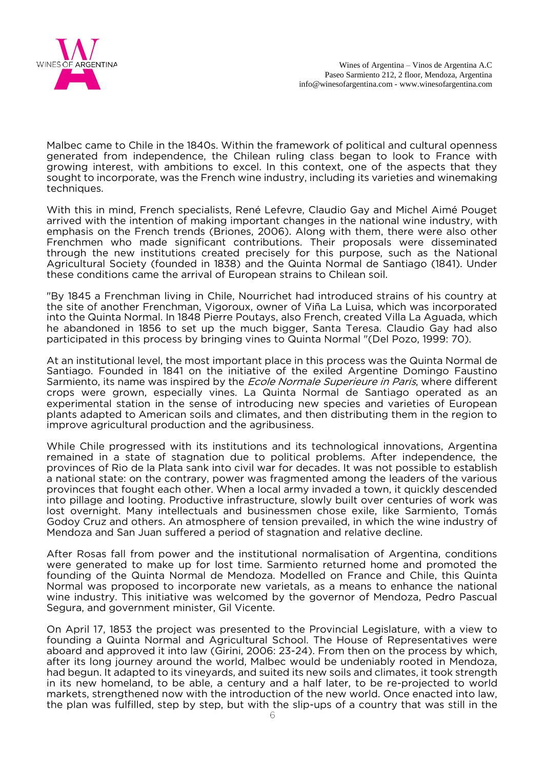Malbec came to Chile in the 1840s. Within the framework of political and cultural openness generated from independence, the Chilean ruling class began to look to France with growing interest, with ambitions to excel. In this context, one of the aspects that they sought to incorporate, was the French wine industry, including its varieties and winemaking techniques.

With this in mind, French specialists, René Lefevre, Claudio Gay and Michel Aimé Pouget arrived with the intention of making important changes in the national wine industry, with emphasis on the French trends (Briones, 2006). Along with them, there were also other Frenchmen who made significant contributions. Their proposals were disseminated through the new institutions created precisely for this purpose, such as the National Agricultural Society (founded in 1838) and the Quinta Normal de Santiago (1841). Under these conditions came the arrival of European strains to Chilean soil.

"By 1845 a Frenchman living in Chile, Nourrichet had introduced strains of his country at the site of another Frenchman, Vigoroux, owner of Viña La Luisa, which was incorporated into the Quinta Normal. In 1848 Pierre Poutays, also French, created Villa La Aguada, which he abandoned in 1856 to set up the much bigger, Santa Teresa. Claudio Gay had also participated in this process by bringing vines to Quinta Normal "(Del Pozo, 1999: 70).

At an institutional level, the most important place in this process was the Quinta Normal de Santiago. Founded in 1841 on the initiative of the exiled Argentine Domingo Faustino Sarmiento, its name was inspired by the *Ecole Normale Superieure in Paris*, where different crops were grown, especially vines. La Quinta Normal de Santiago operated as an experimental station in the sense of introducing new species and varieties of European plants adapted to American soils and climates, and then distributing them in the region to improve agricultural production and the agribusiness.

While Chile progressed with its institutions and its technological innovations, Argentina remained in a state of stagnation due to political problems. After independence, the provinces of Rio de la Plata sank into civil war for decades. It was not possible to establish a national state: on the contrary, power was fragmented among the leaders of the various provinces that fought each other. When a local army invaded a town, it quickly descended into pillage and looting. Productive infrastructure, slowly built over centuries of work was lost overnight. Many intellectuals and businessmen chose exile, like Sarmiento, Tomás Godoy Cruz and others. An atmosphere of tension prevailed, in which the wine industry of Mendoza and San Juan suffered a period of stagnation and relative decline.

After Rosas fall from power and the institutional normalisation of Argentina, conditions were generated to make up for lost time. Sarmiento returned home and promoted the founding of the Quinta Normal de Mendoza. Modelled on France and Chile, this Quinta Normal was proposed to incorporate new varietals, as a means to enhance the national wine industry. This initiative was welcomed by the governor of Mendoza, Pedro Pascual Segura, and government minister, Gil Vicente.

On April 17, 1853 the project was presented to the Provincial Legislature, with a view to founding a Quinta Normal and Agricultural School. The House of Representatives were aboard and approved it into law (Girini, 2006: 23-24). From then on the process by which, after its long journey around the world, Malbec would be undeniably rooted in Mendoza, had begun. It adapted to its vineyards, and suited its new soils and climates, it took strength in its new homeland, to be able, a century and a half later, to be re-projected to world markets, strengthened now with the introduction of the new world. Once enacted into law, the plan was fulfilled, step by step, but with the slip-ups of a country that was still in the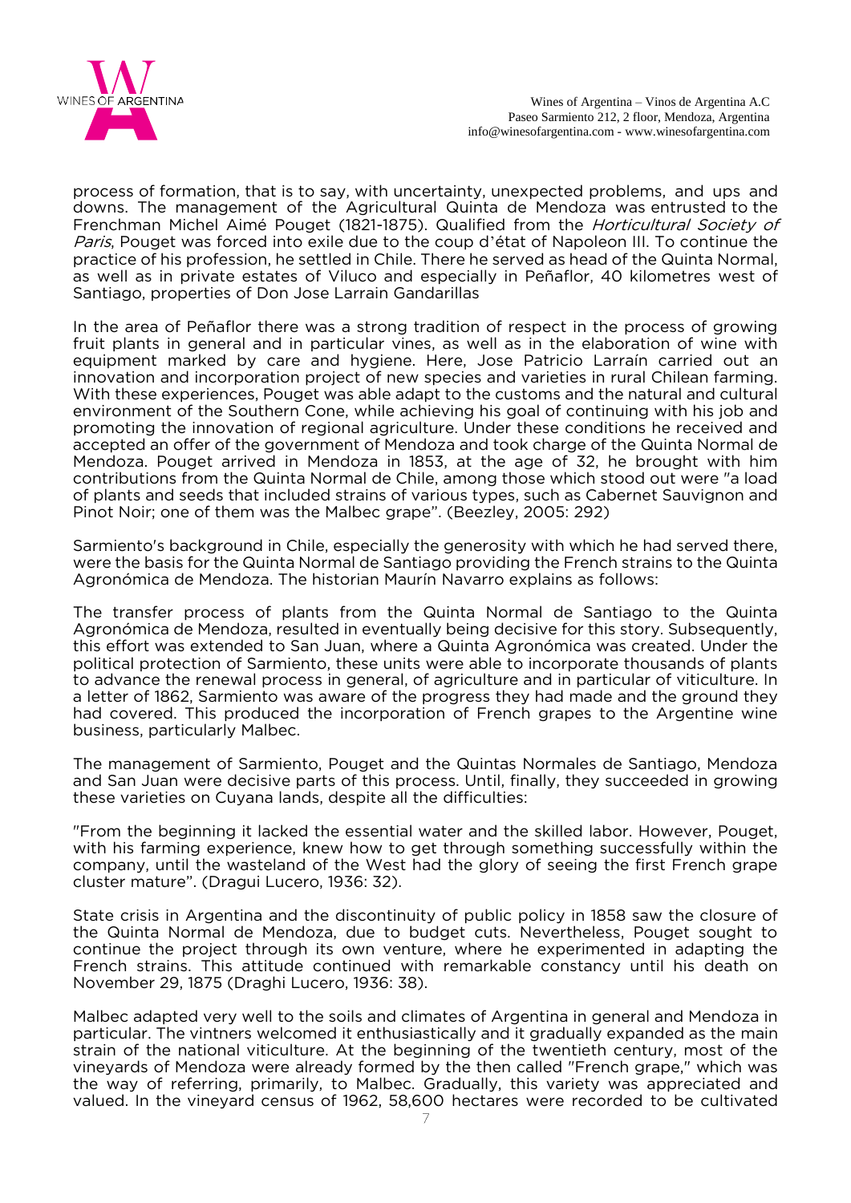process of formation, that is to say, with uncertainty, unexpected problems, and ups and downs. The management of the Agricultural Quinta de Mendoza was entrusted to the Frenchman Michel Aimé Pouget (1821-1875). Qualified from the *Horticultural Society of Paris*, Pouget was forced into exile due to the coup d'état of Napoleon III. To continue the practice of his profession, he settled in Chile. There he served as head of the Quinta Normal, as well as in private estates of Viluco and especially in Peñaflor, 40 kilometres west of Santiago, properties of Don Jose Larrain Gandarillas

In the area of Peñaflor there was a strong tradition of respect in the process of growing fruit plants in general and in particular vines, as well as in the elaboration of wine with equipment marked by care and hygiene. Here, Jose Patricio Larraín carried out an innovation and incorporation project of new species and varieties in rural Chilean farming. With these experiences, Pouget was able adapt to the customs and the natural and cultural environment of the Southern Cone, while achieving his goal of continuing with his job and promoting the innovation of regional agriculture. Under these conditions he received and accepted an offer of the government of Mendoza and took charge of the Quinta Normal de Mendoza. Pouget arrived in Mendoza in 1853, at the age of 32, he brought with him contributions from the Quinta Normal de Chile, among those which stood out were "a load of plants and seeds that included strains of various types, such as Cabernet Sauvignon and Pinot Noir; one of them was the Malbec grape". (Beezley, 2005: 292)

Sarmiento's background in Chile, especially the generosity with which he had served there, were the basis for the Quinta Normal de Santiago providing the French strains to the Quinta Agronómica de Mendoza. The historian Maurín Navarro explains as follows:

The transfer process of plants from the Quinta Normal de Santiago to the Quinta Agronómica de Mendoza, resulted in eventually being decisive for this story. Subsequently, this effort was extended to San Juan, where a Quinta Agronómica was created. Under the political protection of Sarmiento, these units were able to incorporate thousands of plants to advance the renewal process in general, of agriculture and in particular of viticulture. In a letter of 1862, Sarmiento was aware of the progress they had made and the ground they had covered. This produced the incorporation of French grapes to the Argentine wine business, particularly Malbec.

The management of Sarmiento, Pouget and the Quintas Normales de Santiago, Mendoza and San Juan were decisive parts of this process. Until, finally, they succeeded in growing these varieties on Cuyana lands, despite all the difficulties:

"From the beginning it lacked the essential water and the skilled labor. However, Pouget, with his farming experience, knew how to get through something successfully within the company, until the wasteland of the West had the glory of seeing the first French grape cluster mature". (Dragui Lucero, 1936: 32).

State crisis in Argentina and the discontinuity of public policy in 1858 saw the closure of the Quinta Normal de Mendoza, due to budget cuts. Nevertheless, Pouget sought to continue the project through its own venture, where he experimented in adapting the French strains. This attitude continued with remarkable constancy until his death on November 29, 1875 (Draghi Lucero, 1936: 38).

Malbec adapted very well to the soils and climates of Argentina in general and Mendoza in particular. The vintners welcomed it enthusiastically and it gradually expanded as the main strain of the national viticulture. At the beginning of the twentieth century, most of the vineyards of Mendoza were already formed by the then called "French grape," which was the way of referring, primarily, to Malbec. Gradually, this variety was appreciated and valued. In the vineyard census of 1962, 58,600 hectares were recorded to be cultivated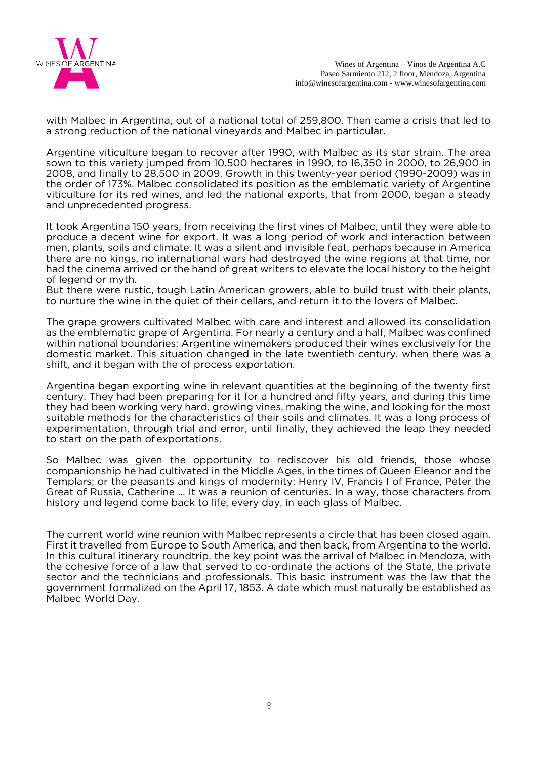with Malbec in Argentina, out of a national total of 259,800. Then came a crisis that led to a strong reduction of the national vineyards and Malbec in particular.

Argentine viticulture began to recover after 1990, with Malbec as its star strain. The area sown to this variety jumped from 10,500 hectares in 1990, to 16,350 in 2000, to 26,900 in 2008, and finally to 28,500 in 2009. Growth in this twenty-year period (1990-2009) was in the order of 173%. Malbec consolidated its position as the emblematic variety of Argentine viticulture for its red wines, and led the national exports, that from 2000, began a steady and unprecedented progress.

It took Argentina 150 years, from receiving the first vines of Malbec, until they were able to produce a decent wine for export. It was a long period of work and interaction between men, plants, soils and climate. It was a silent and invisible feat, perhaps because in America there are no kings, no international wars had destroyed the wine regions at that time, nor had the cinema arrived or the hand of great writers to elevate the local history to the height of legend or myth.
But there were rustic, tough Latin American growers, able to build trust with their plants, to nurture the wine in the quiet of their cellars, and return it to the lovers of Malbec.

The grape growers cultivated Malbec with care and interest and allowed its consolidation as the emblematic grape of Argentina. For nearly a century and a half, Malbec was confined within national boundaries: Argentine winemakers produced their wines exclusively for the domestic market. This situation changed in the late twentieth century, when there was a shift, and it began with the of process exportation.

Argentina began exporting wine in relevant quantities at the beginning of the twenty first century. They had been preparing for it for a hundred and fifty years, and during this time they had been working very hard, growing vines, making the wine, and looking for the most suitable methods for the characteristics of their soils and climates. It was a long process of experimentation, through trial and error, until finally, they achieved the leap they needed to start on the path of exportations.

So Malbec was given the opportunity to rediscover his old friends, those whose companionship he had cultivated in the Middle Ages, in the times of Queen Eleanor and the Templars; or the peasants and kings of modernity: Henry IV, Francis I of France, Peter the Great of Russia, Catherine ... It was a reunion of centuries. In a way, those characters from history and legend come back to life, every day, in each glass of Malbec.

The current world wine reunion with Malbec represents a circle that has been closed again. First it travelled from Europe to South America, and then back, from Argentina to the world. In this cultural itinerary roundtrip, the key point was the arrival of Malbec in Mendoza, with the cohesive force of a law that served to co-ordinate the actions of the State, the private sector and the technicians and professionals. This basic instrument was the law that the government formalized on the April 17, 1853. A date which must naturally be established as Malbec World Day.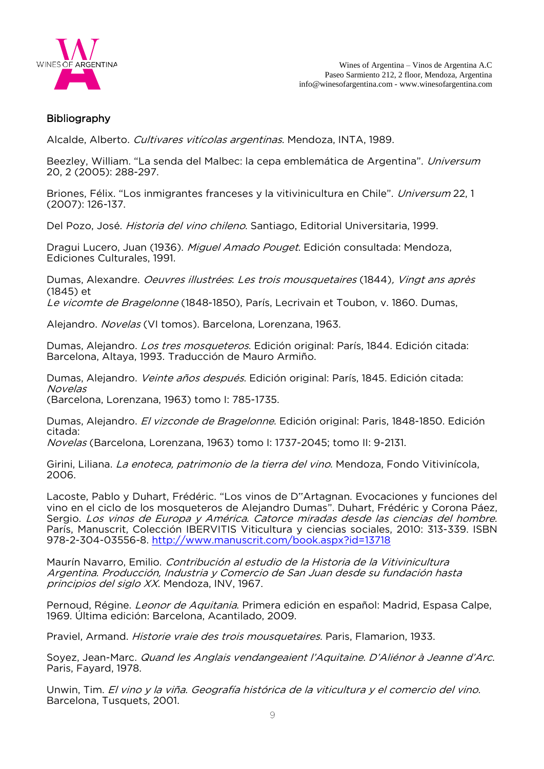## Bibliography

Alcalde, Alberto. *Cultivares vitícolas argentinas*. Mendoza, INTA, 1989.

Beezley, William. "La senda del Malbec: la cepa emblemática de Argentina". *Universum* 20, 2 (2005): 288-297.

Briones, Félix. "Los inmigrantes franceses y la vitivinicultura en Chile". *Universum* 22, 1 (2007): 126-137.

Del Pozo, José. *Historia del vino chileno*. Santiago, Editorial Universitaria, 1999.

Dragui Lucero, Juan (1936). *Miguel Amado Pouget*. Edición consultada: Mendoza, Ediciones Culturales, 1991.

Dumas, Alexandre. *Oeuvres illustrées*: *Les trois mousquetaires* (1844), *Vingt ans après* (1845) et *Le vicomte de Bragelonne* (1848-1850), París, Lecrivain et Toubon, v. 1860. Dumas,

Alejandro. *Novelas* (VI tomos). Barcelona, Lorenzana, 1963.

Dumas, Alejandro. *Los tres mosqueteros*. Edición original: París, 1844. Edición citada: Barcelona, Altaya, 1993. Traducción de Mauro Armiño.

Dumas, Alejandro. *Veinte años después*. Edición original: París, 1845. Edición citada: *Novelas* (Barcelona, Lorenzana, 1963) tomo I: 785-1735.

Dumas, Alejandro. *El vizconde de Bragelonne*. Edición original: Paris, 1848-1850. Edición citada: *Novelas* (Barcelona, Lorenzana, 1963) tomo I: 1737-2045; tomo II: 9-2131.

Girini, Liliana. *La enoteca, patrimonio de la tierra del vino*. Mendoza, Fondo Vitivinícola, 2006.

Lacoste, Pablo y Duhart, Frédéric. "Los vinos de D"Artagnan. Evocaciones y funciones del vino en el ciclo de los mosqueteros de Alejandro Dumas". Duhart, Frédéric y Corona Páez, Sergio. *Los vinos de Europa y América. Catorce miradas desde las ciencias del hombre.* París, Manuscrit, Colección IBERVITIS Viticultura y ciencias sociales, 2010: 313-339. ISBN 978-2-304-03556-8. http://www.manuscrit.com/book.aspx?id=13718

Maurín Navarro, Emilio. *Contribución al estudio de la Historia de la Vitivinicultura Argentina. Producción, Industria y Comercio de San Juan desde su fundación hasta principios del siglo XX.* Mendoza, INV, 1967.

Pernoud, Régine. *Leonor de Aquitania*. Primera edición en español: Madrid, Espasa Calpe, 1969. Última edición: Barcelona, Acantilado, 2009.

Praviel, Armand. *Historie vraie des trois mousquetaires*. Paris, Flamarion, 1933.

Soyez, Jean-Marc. *Quand les Anglais vendangeaient l'Aquitaine. D'Aliénor à Jeanne d'Arc*. Paris, Fayard, 1978.

Unwin, Tim. *El vino y la viña. Geografía histórica de la viticultura y el comercio del vino*. Barcelona, Tusquets, 2001.